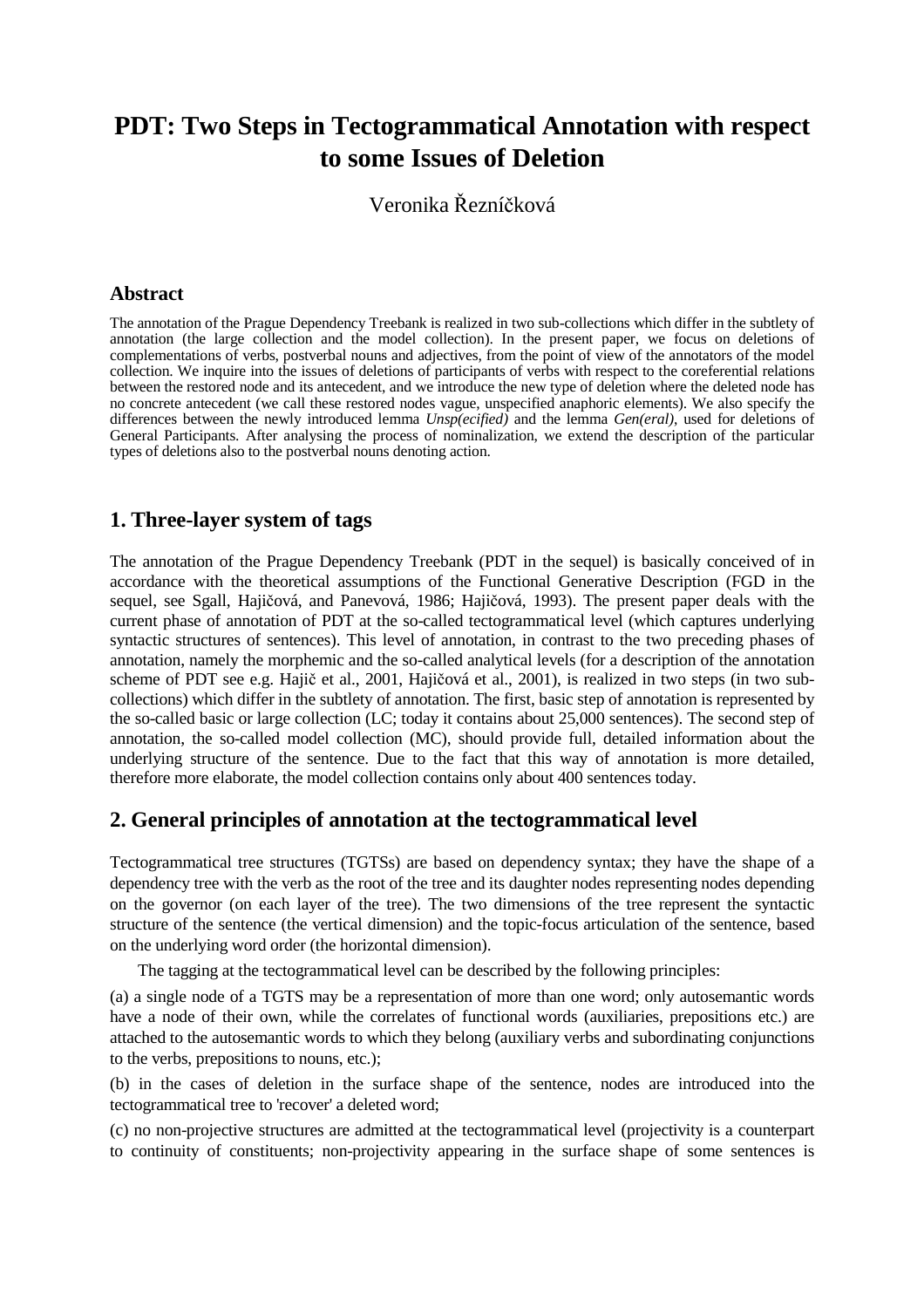# PDT: Two Steps in Tectogrammatical Annotation with respect to some Issues of Deletion

Veronika Řezníčková

## Abstract

The annotation of the Prague Dependency Treebank is realized in two sub-collections which differ in the subtlety of annotation (the large collection and the model collection). In the present paper, we focus on deletions of complementations of verbs, postverbal nouns and adjectives, from the point of view of the annotators of the model collection. We inquire into the issues of deletions of participants of verbs with respect to the coreferential relations between the restored node and its antecedent, and we introduce the new type of deletion where the deleted node has no concrete antecedent (we call these restored nodes vague, unspecified anaphoric elements). We also specify the differences between the newly introduced lemma *Unsp(ecified)* and the lemma *Gen(eral)*, used for deletions of General Participants. After analysing the process of nominalization, we extend the description of the particular types of deletions also to the postverbal nouns denoting action.

## 1. Three-layer system of tags

The annotation of the Prague Dependency Treebank (PDT in the sequel) is basically conceived of in accordance with the theoretical assumptions of the Functional Generative Description (FGD in the sequel, see Sgall, Hajičová, and Panevová, 1986; Hajičová, 1993). The present paper deals with the current phase of annotation of PDT at the so-called tectogrammatical level (which captures underlying syntactic structures of sentences). This level of annotation, in contrast to the two preceding phases of annotation, namely the morphemic and the so-called analytical levels (for a description of the annotation scheme of PDT see e.g. Hajič et al., 2001, Hajičová et al., 2001), is realized in two steps (in two sub-collections) which differ in the subtlety of annotation. The first, basic step of annotation is represented by the so-called basic or large collection (LC; today it contains about 25,000 sentences). The second step of annotation, the so-called model collection (MC), should provide full, detailed information about the underlying structure of the sentence. Due to the fact that this way of annotation is more detailed, therefore more elaborate, the model collection contains only about 400 sentences today.

## 2. General principles of annotation at the tectogrammatical level

Tectogrammatical tree structures (TGTSs) are based on dependency syntax; they have the shape of a dependency tree with the verb as the root of the tree and its daughter nodes representing nodes depending on the governor (on each layer of the tree). The two dimensions of the tree represent the syntactic structure of the sentence (the vertical dimension) and the topic-focus articulation of the sentence, based on the underlying word order (the horizontal dimension).

The tagging at the tectogrammatical level can be described by the following principles:

(a) a single node of a TGTS may be a representation of more than one word; only autosemantic words have a node of their own, while the correlates of functional words (auxiliaries, prepositions etc.) are attached to the autosemantic words to which they belong (auxiliary verbs and subordinating conjunctions to the verbs, prepositions to nouns, etc.);

(b) in the cases of deletion in the surface shape of the sentence, nodes are introduced into the tectogrammatical tree to 'recover' a deleted word;

(c) no non-projective structures are admitted at the tectogrammatical level (projectivity is a counterpart to continuity of constituents; non-projectivity appearing in the surface shape of some sentences is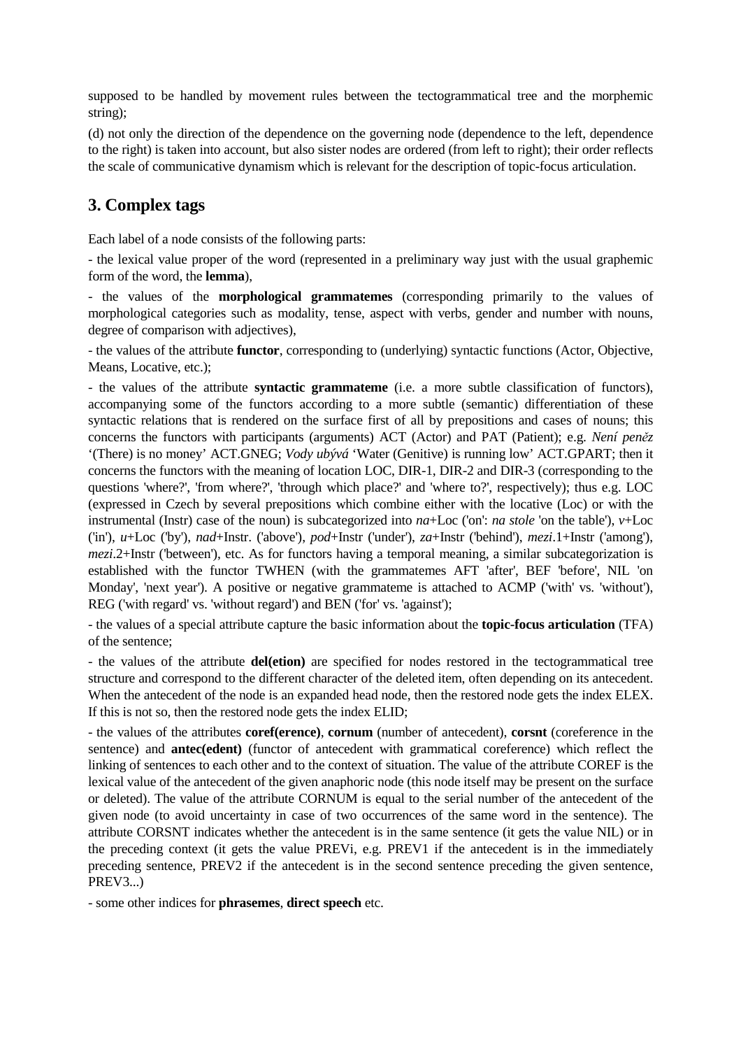supposed to be handled by movement rules between the tectogrammatical tree and the morphemic string);

(d) not only the direction of the dependence on the governing node (dependence to the left, dependence to the right) is taken into account, but also sister nodes are ordered (from left to right); their order reflects the scale of communicative dynamism which is relevant for the description of topic-focus articulation.

## 3. Complex tags

Each label of a node consists of the following parts:

- the lexical value proper of the word (represented in a preliminary way just with the usual graphemic form of the word, the **lemma**),

- the values of the **morphological grammatemes** (corresponding primarily to the values of morphological categories such as modality, tense, aspect with verbs, gender and number with nouns, degree of comparison with adjectives),

- the values of the attribute **functor**, corresponding to (underlying) syntactic functions (Actor, Objective, Means, Locative, etc.);

- the values of the attribute **syntactic grammateme** (i.e. a more subtle classification of functors), accompanying some of the functors according to a more subtle (semantic) differentiation of these syntactic relations that is rendered on the surface first of all by prepositions and cases of nouns; this concerns the functors with participants (arguments) ACT (Actor) and PAT (Patient); e.g. *Není peněz* '(There) is no money' ACT.GNEG; *Vody ubývá* 'Water (Genitive) is running low' ACT.GPART; then it concerns the functors with the meaning of location LOC, DIR-1, DIR-2 and DIR-3 (corresponding to the questions 'where?', 'from where?', 'through which place?' and 'where to?', respectively); thus e.g. LOC (expressed in Czech by several prepositions which combine either with the locative (Loc) or with the instrumental (Instr) case of the noun) is subcategorized into *na*+Loc ('on': *na stole* 'on the table'), *v*+Loc ('in'), *u*+Loc ('by'), *nad*+Instr. ('above'), *pod*+Instr ('under'), *za*+Instr ('behind'), *mezi*.1+Instr ('among'), *mezi*.2+Instr ('between'), etc. As for functors having a temporal meaning, a similar subcategorization is established with the functor TWHEN (with the grammatemes AFT 'after', BEF 'before', NIL 'on Monday', 'next year'). A positive or negative grammateme is attached to ACMP ('with' vs. 'without'), REG ('with regard' vs. 'without regard') and BEN ('for' vs. 'against');

- the values of a special attribute capture the basic information about the **topic-focus articulation** (TFA) of the sentence;

- the values of the attribute **del(etion)** are specified for nodes restored in the tectogrammatical tree structure and correspond to the different character of the deleted item, often depending on its antecedent. When the antecedent of the node is an expanded head node, then the restored node gets the index ELEX. If this is not so, then the restored node gets the index ELID;

- the values of the attributes **coref(erence)**, **cornum** (number of antecedent), **corsnt** (coreference in the sentence) and **antec(edent)** (functor of antecedent with grammatical coreference) which reflect the linking of sentences to each other and to the context of situation. The value of the attribute COREF is the lexical value of the antecedent of the given anaphoric node (this node itself may be present on the surface or deleted). The value of the attribute CORNUM is equal to the serial number of the antecedent of the given node (to avoid uncertainty in case of two occurrences of the same word in the sentence). The attribute CORSNT indicates whether the antecedent is in the same sentence (it gets the value NIL) or in the preceding context (it gets the value PREVi, e.g. PREV1 if the antecedent is in the immediately preceding sentence, PREV2 if the antecedent is in the second sentence preceding the given sentence, PREV3...)

- some other indices for **phrasemes**, **direct speech** etc.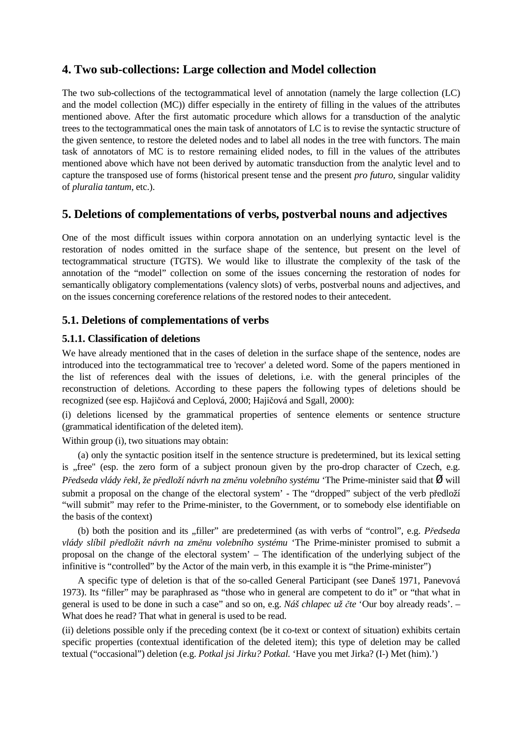## 4. Two sub-collections: Large collection and Model collection

The two sub-collections of the tectogrammatical level of annotation (namely the large collection (LC) and the model collection (MC)) differ especially in the entirety of filling in the values of the attributes mentioned above. After the first automatic procedure which allows for a transduction of the analytic trees to the tectogrammatical ones the main task of annotators of LC is to revise the syntactic structure of the given sentence, to restore the deleted nodes and to label all nodes in the tree with functors. The main task of annotators of MC is to restore remaining elided nodes, to fill in the values of the attributes mentioned above which have not been derived by automatic transduction from the analytic level and to capture the transposed use of forms (historical present tense and the present *pro futuro*, singular validity of *pluralia tantum*, etc.).

## 5. Deletions of complementations of verbs, postverbal nouns and adjectives

One of the most difficult issues within corpora annotation on an underlying syntactic level is the restoration of nodes omitted in the surface shape of the sentence, but present on the level of tectogrammatical structure (TGTS). We would like to illustrate the complexity of the task of the annotation of the "model" collection on some of the issues concerning the restoration of nodes for semantically obligatory complementations (valency slots) of verbs, postverbal nouns and adjectives, and on the issues concerning coreference relations of the restored nodes to their antecedent.

### 5.1. Deletions of complementations of verbs

#### 5.1.1. Classification of deletions

We have already mentioned that in the cases of deletion in the surface shape of the sentence, nodes are introduced into the tectogrammatical tree to 'recover' a deleted word. Some of the papers mentioned in the list of references deal with the issues of deletions, i.e. with the general principles of the reconstruction of deletions. According to these papers the following types of deletions should be recognized (see esp. Hajičová and Ceplová, 2000; Hajičová and Sgall, 2000):

(i) deletions licensed by the grammatical properties of sentence elements or sentence structure (grammatical identification of the deleted item).

Within group (i), two situations may obtain:

(a) only the syntactic position itself in the sentence structure is predetermined, but its lexical setting is „free" (esp. the zero form of a subject pronoun given by the pro-drop character of Czech, e.g. *Předseda vlády řekl, že předloží návrh na změnu volebního systému* 'The Prime-minister said that Ø will submit a proposal on the change of the electoral system' - The "dropped" subject of the verb předloží "will submit" may refer to the Prime-minister, to the Government, or to somebody else identifiable on the basis of the context)

(b) both the position and its „filler" are predetermined (as with verbs of "control", e.g. *Předseda vlády slíbil předložit návrh na změnu volebního systému* 'The Prime-minister promised to submit a proposal on the change of the electoral system' – The identification of the underlying subject of the infinitive is "controlled" by the Actor of the main verb, in this example it is "the Prime-minister")

A specific type of deletion is that of the so-called General Participant (see Daneš 1971, Panevová 1973). Its "filler" may be paraphrased as "those who in general are competent to do it" or "that what in general is used to be done in such a case" and so on, e.g. *Náš chlapec už čte* 'Our boy already reads'. – What does he read? That what in general is used to be read.

(ii) deletions possible only if the preceding context (be it co-text or context of situation) exhibits certain specific properties (contextual identification of the deleted item); this type of deletion may be called textual ("occasional") deletion (e.g. *Potkal jsi Jirku? Potkal.* 'Have you met Jirka? (I-) Met (him).')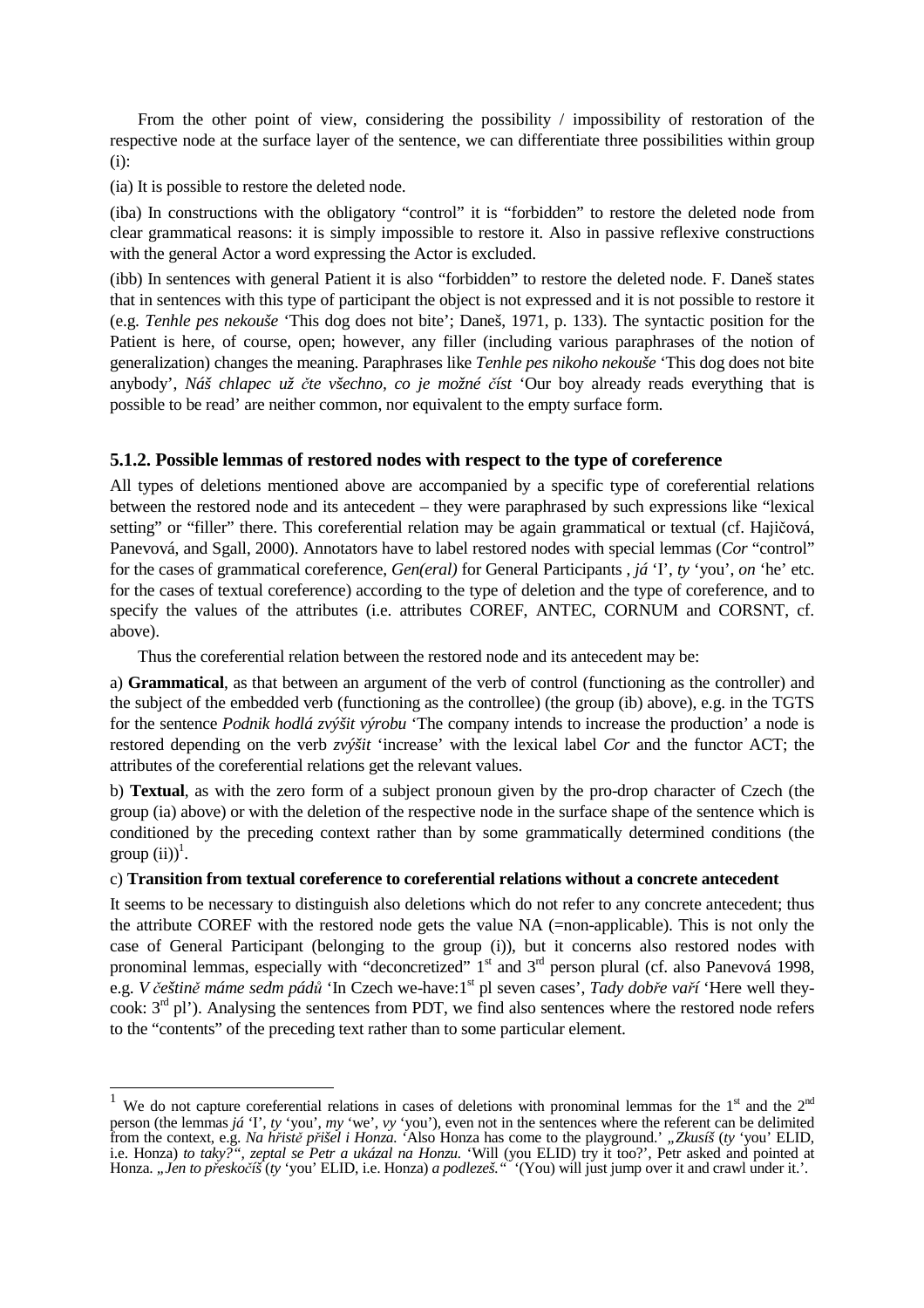From the other point of view, considering the possibility / impossibility of restoration of the respective node at the surface layer of the sentence, we can differentiate three possibilities within group (i):

(ia) It is possible to restore the deleted node.

(iba) In constructions with the obligatory "control" it is "forbidden" to restore the deleted node from clear grammatical reasons: it is simply impossible to restore it. Also in passive reflexive constructions with the general Actor a word expressing the Actor is excluded.

(ibb) In sentences with general Patient it is also "forbidden" to restore the deleted node. F. Daneš states that in sentences with this type of participant the object is not expressed and it is not possible to restore it (e.g. *Tenhle pes nekouše* 'This dog does not bite'; Daneš, 1971, p. 133). The syntactic position for the Patient is here, of course, open; however, any filler (including various paraphrases of the notion of generalization) changes the meaning. Paraphrases like *Tenhle pes nikoho nekouše* 'This dog does not bite anybody', *Náš chlapec už čte všechno, co je možné číst* 'Our boy already reads everything that is possible to be read' are neither common, nor equivalent to the empty surface form.

### 5.1.2. Possible lemmas of restored nodes with respect to the type of coreference

All types of deletions mentioned above are accompanied by a specific type of coreferential relations between the restored node and its antecedent – they were paraphrased by such expressions like "lexical setting" or "filler" there. This coreferential relation may be again grammatical or textual (cf. Hajičová, Panevová, and Sgall, 2000). Annotators have to label restored nodes with special lemmas (*Cor* "control" for the cases of grammatical coreference, *Gen(eral)* for General Participants , *já* 'I', *ty* 'you', *on* 'he' etc. for the cases of textual coreference) according to the type of deletion and the type of coreference, and to specify the values of the attributes (i.e. attributes COREF, ANTEC, CORNUM and CORSNT, cf. above).

Thus the coreferential relation between the restored node and its antecedent may be:

a) **Grammatical**, as that between an argument of the verb of control (functioning as the controller) and the subject of the embedded verb (functioning as the controllee) (the group (ib) above), e.g. in the TGTS for the sentence *Podnik hodlá zvýšit výrobu* 'The company intends to increase the production' a node is restored depending on the verb *zvýšit* 'increase' with the lexical label *Cor* and the functor ACT; the attributes of the coreferential relations get the relevant values.

b) **Textual**, as with the zero form of a subject pronoun given by the pro-drop character of Czech (the group (ia) above) or with the deletion of the respective node in the surface shape of the sentence which is conditioned by the preceding context rather than by some grammatically determined conditions (the group (ii))[1].

c) **Transition from textual coreference to coreferential relations without a concrete antecedent**

It seems to be necessary to distinguish also deletions which do not refer to any concrete antecedent; thus the attribute COREF with the restored node gets the value NA (=non-applicable). This is not only the case of General Participant (belonging to the group (i)), but it concerns also restored nodes with pronominal lemmas, especially with "deconcretized" 1st and 3rd person plural (cf. also Panevová 1998, e.g. *V češtině máme sedm pádů* 'In Czech we-have:1st pl seven cases', *Tady dobře vaří* 'Here well they-cook: 3rd pl'). Analysing the sentences from PDT, we find also sentences where the restored node refers to the "contents" of the preceding text rather than to some particular element.

---

[1] We do not capture coreferential relations in cases of deletions with pronominal lemmas for the 1st and the 2nd person (the lemmas *já* 'I', *ty* 'you', *my* 'we', *vy* 'you'), even not in the sentences where the referent can be delimited from the context, e.g. *Na hřiště přišel i Honza.* 'Also Honza has come to the playground.' *„Zkusíš* (*ty* 'you' ELID, i.e. Honza) *to taky?", zeptal se Petr a ukázal na Honzu.* 'Will (you ELID) try it too?', Petr asked and pointed at Honza. *„Jen to přeskočíš* (*ty* 'you' ELID, i.e. Honza) *a podlezeš."* '(You) will just jump over it and crawl under it.'.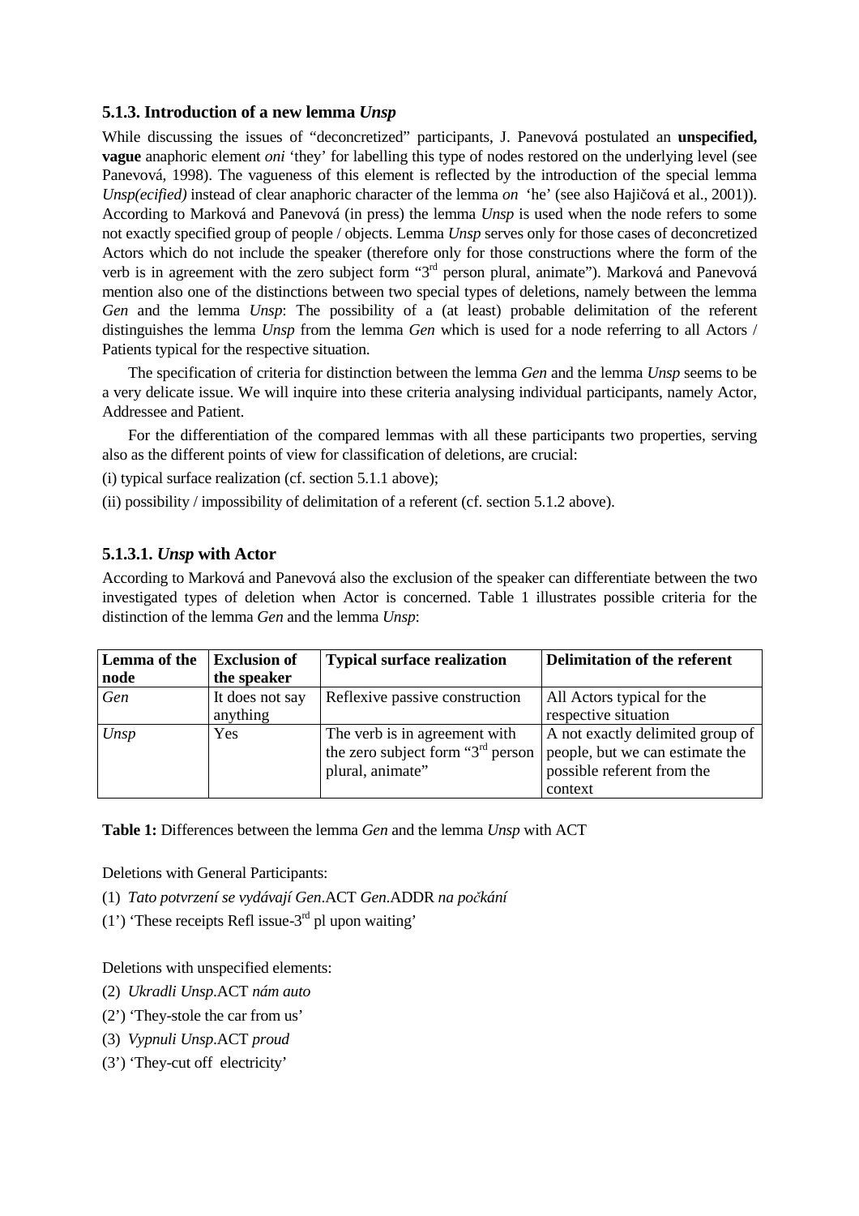### 5.1.3. Introduction of a new lemma *Unsp*

While discussing the issues of "deconcretized" participants, J. Panevová postulated an **unspecified, vague** anaphoric element *oni* 'they' for labelling this type of nodes restored on the underlying level (see Panevová, 1998). The vagueness of this element is reflected by the introduction of the special lemma *Unsp(ecified)* instead of clear anaphoric character of the lemma *on* 'he' (see also Hajičová et al., 2001)). According to Marková and Panevová (in press) the lemma *Unsp* is used when the node refers to some not exactly specified group of people / objects. Lemma *Unsp* serves only for those cases of deconcretized Actors which do not include the speaker (therefore only for those constructions where the form of the verb is in agreement with the zero subject form "3rd person plural, animate"). Marková and Panevová mention also one of the distinctions between two special types of deletions, namely between the lemma *Gen* and the lemma *Unsp*: The possibility of a (at least) probable delimitation of the referent distinguishes the lemma *Unsp* from the lemma *Gen* which is used for a node referring to all Actors / Patients typical for the respective situation.

The specification of criteria for distinction between the lemma *Gen* and the lemma *Unsp* seems to be a very delicate issue. We will inquire into these criteria analysing individual participants, namely Actor, Addressee and Patient.

For the differentiation of the compared lemmas with all these participants two properties, serving also as the different points of view for classification of deletions, are crucial:

(i) typical surface realization (cf. section 5.1.1 above);

(ii) possibility / impossibility of delimitation of a referent (cf. section 5.1.2 above).

#### 5.1.3.1. *Unsp* with Actor

According to Marková and Panevová also the exclusion of the speaker can differentiate between the two investigated types of deletion when Actor is concerned. Table 1 illustrates possible criteria for the distinction of the lemma *Gen* and the lemma *Unsp*:

| Lemma of the node | Exclusion of the speaker | Typical surface realization | Delimitation of the referent |
|---|---|---|---|
| *Gen* | It does not say anything | Reflexive passive construction | All Actors typical for the respective situation |
| *Unsp* | Yes | The verb is in agreement with the zero subject form "3rd person plural, animate" | A not exactly delimited group of people, but we can estimate the possible referent from the context |

**Table 1:** Differences between the lemma *Gen* and the lemma *Unsp* with ACT

Deletions with General Participants:

(1) *Tato potvrzení se vydávají Gen*.ACT *Gen*.ADDR *na počkání*

(1') 'These receipts Refl issue-3rd pl upon waiting'

Deletions with unspecified elements:

(2) *Ukradli Unsp*.ACT *nám auto*

(2') 'They-stole the car from us'

(3) *Vypnuli Unsp*.ACT *proud*

(3') 'They-cut off electricity'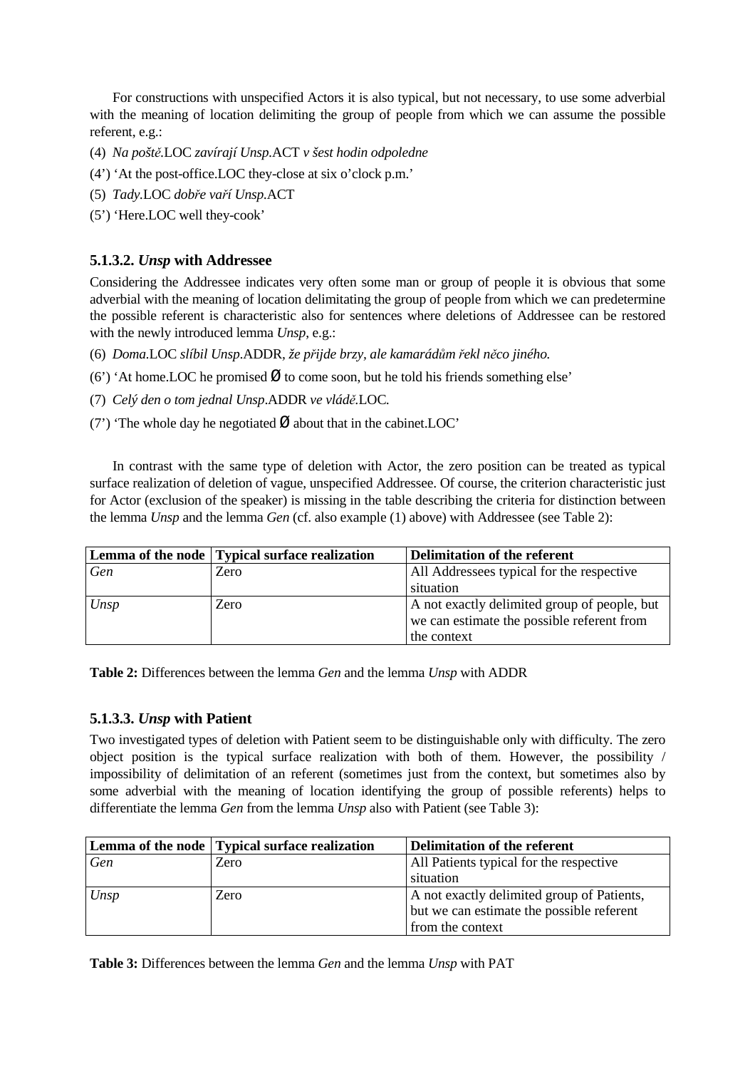For constructions with unspecified Actors it is also typical, but not necessary, to use some adverbial with the meaning of location delimiting the group of people from which we can assume the possible referent, e.g.:

(4) *Na poště*.LOC *zavírají Unsp*.ACT *v šest hodin odpoledne*

(4') 'At the post-office.LOC they-close at six o'clock p.m.'

(5) *Tady*.LOC *dobře vaří Unsp*.ACT

(5') 'Here.LOC well they-cook'

#### 5.1.3.2. *Unsp* with Addressee

Considering the Addressee indicates very often some man or group of people it is obvious that some adverbial with the meaning of location delimitating the group of people from which we can predetermine the possible referent is characteristic also for sentences where deletions of Addressee can be restored with the newly introduced lemma *Unsp*, e.g.:

(6) *Doma*.LOC *slíbil Unsp*.ADDR, *že přijde brzy, ale kamarádům řekl něco jiného.*

(6') 'At home.LOC he promised Ø to come soon, but he told his friends something else'

(7) *Celý den o tom jednal Unsp*.ADDR *ve vládě*.LOC.

(7') 'The whole day he negotiated Ø about that in the cabinet.LOC'

In contrast with the same type of deletion with Actor, the zero position can be treated as typical surface realization of deletion of vague, unspecified Addressee. Of course, the criterion characteristic just for Actor (exclusion of the speaker) is missing in the table describing the criteria for distinction between the lemma *Unsp* and the lemma *Gen* (cf. also example (1) above) with Addressee (see Table 2):

| **Lemma of the node** | **Typical surface realization** | **Delimitation of the referent** |
|---|---|---|
| *Gen* | Zero | All Addressees typical for the respective situation |
| *Unsp* | Zero | A not exactly delimited group of people, but we can estimate the possible referent from the context |

**Table 2:** Differences between the lemma *Gen* and the lemma *Unsp* with ADDR

#### 5.1.3.3. *Unsp* with Patient

Two investigated types of deletion with Patient seem to be distinguishable only with difficulty. The zero object position is the typical surface realization with both of them. However, the possibility / impossibility of delimitation of an referent (sometimes just from the context, but sometimes also by some adverbial with the meaning of location identifying the group of possible referents) helps to differentiate the lemma *Gen* from the lemma *Unsp* also with Patient (see Table 3):

| **Lemma of the node** | **Typical surface realization** | **Delimitation of the referent** |
|---|---|---|
| *Gen* | Zero | All Patients typical for the respective situation |
| *Unsp* | Zero | A not exactly delimited group of Patients, but we can estimate the possible referent from the context |

**Table 3:** Differences between the lemma *Gen* and the lemma *Unsp* with PAT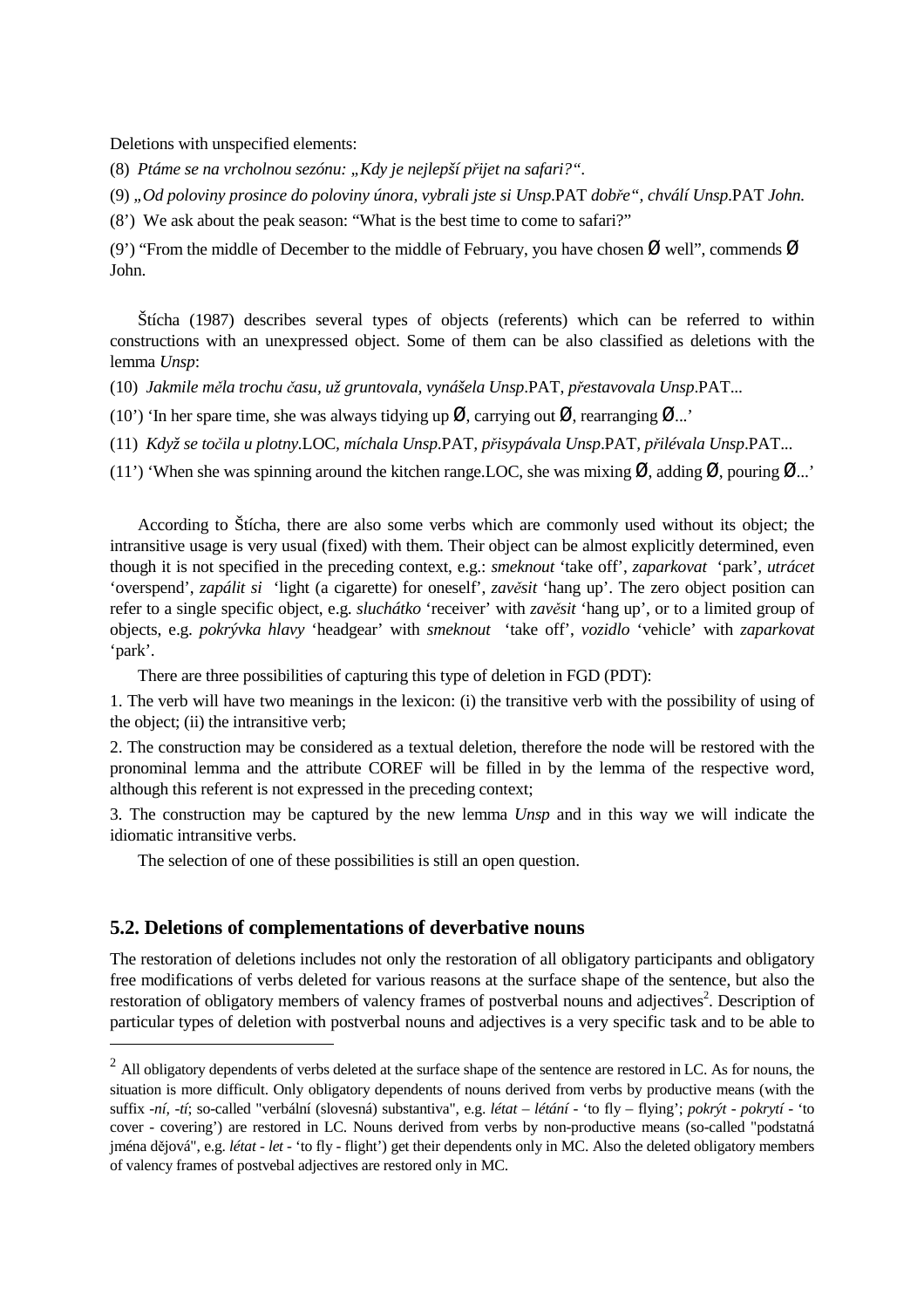Deletions with unspecified elements:

(8) *Ptáme se na vrcholnou sezónu: „Kdy je nejlepší přijet na safari?“.*

(9) *„Od poloviny prosince do poloviny února, vybrali jste si Unsp*.PAT *dobře“, chválí Unsp*.PAT *John.*

(8') We ask about the peak season: "What is the best time to come to safari?"

(9') "From the middle of December to the middle of February, you have chosen Ø well", commends Ø John.

Štícha (1987) describes several types of objects (referents) which can be referred to within constructions with an unexpressed object. Some of them can be also classified as deletions with the lemma *Unsp*:

(10) *Jakmile měla trochu času, už gruntovala, vynášela Unsp*.PAT, *přestavovala Unsp*.PAT...

(10') 'In her spare time, she was always tidying up Ø, carrying out Ø, rearranging Ø...'

(11) *Když se točila u plotny*.LOC, *míchala Unsp*.PAT, *přisypávala Unsp*.PAT, *přilévala Unsp*.PAT...

(11') 'When she was spinning around the kitchen range.LOC, she was mixing Ø, adding Ø, pouring Ø...'

According to Štícha, there are also some verbs which are commonly used without its object; the intransitive usage is very usual (fixed) with them. Their object can be almost explicitly determined, even though it is not specified in the preceding context, e.g.: *smeknout* 'take off', *zaparkovat* 'park', *utrácet* 'overspend', *zapálit si* 'light (a cigarette) for oneself', *zavěsit* 'hang up'. The zero object position can refer to a single specific object, e.g. *sluchátko* 'receiver' with *zavěsit* 'hang up', or to a limited group of objects, e.g. *pokrývka hlavy* 'headgear' with *smeknout* 'take off', *vozidlo* 'vehicle' with *zaparkovat* 'park'.

There are three possibilities of capturing this type of deletion in FGD (PDT):

1. The verb will have two meanings in the lexicon: (i) the transitive verb with the possibility of using of the object; (ii) the intransitive verb;

2. The construction may be considered as a textual deletion, therefore the node will be restored with the pronominal lemma and the attribute COREF will be filled in by the lemma of the respective word, although this referent is not expressed in the preceding context;

3. The construction may be captured by the new lemma *Unsp* and in this way we will indicate the idiomatic intransitive verbs.

The selection of one of these possibilities is still an open question.

## 5.2. Deletions of complementations of deverbative nouns

The restoration of deletions includes not only the restoration of all obligatory participants and obligatory free modifications of verbs deleted for various reasons at the surface shape of the sentence, but also the restoration of obligatory members of valency frames of postverbal nouns and adjectives[2]. Description of particular types of deletion with postverbal nouns and adjectives is a very specific task and to be able to

[2] All obligatory dependents of verbs deleted at the surface shape of the sentence are restored in LC. As for nouns, the situation is more difficult. Only obligatory dependents of nouns derived from verbs by productive means (with the suffix *-ní*, *-tí*; so-called "verbální (slovesná) substantiva", e.g. *létat – létání* - 'to fly – flying'; *pokrýt - pokrytí* - 'to cover - covering') are restored in LC. Nouns derived from verbs by non-productive means (so-called "podstatná jména dějová", e.g. *létat - let* - 'to fly - flight') get their dependents only in MC. Also the deleted obligatory members of valency frames of postvebal adjectives are restored only in MC.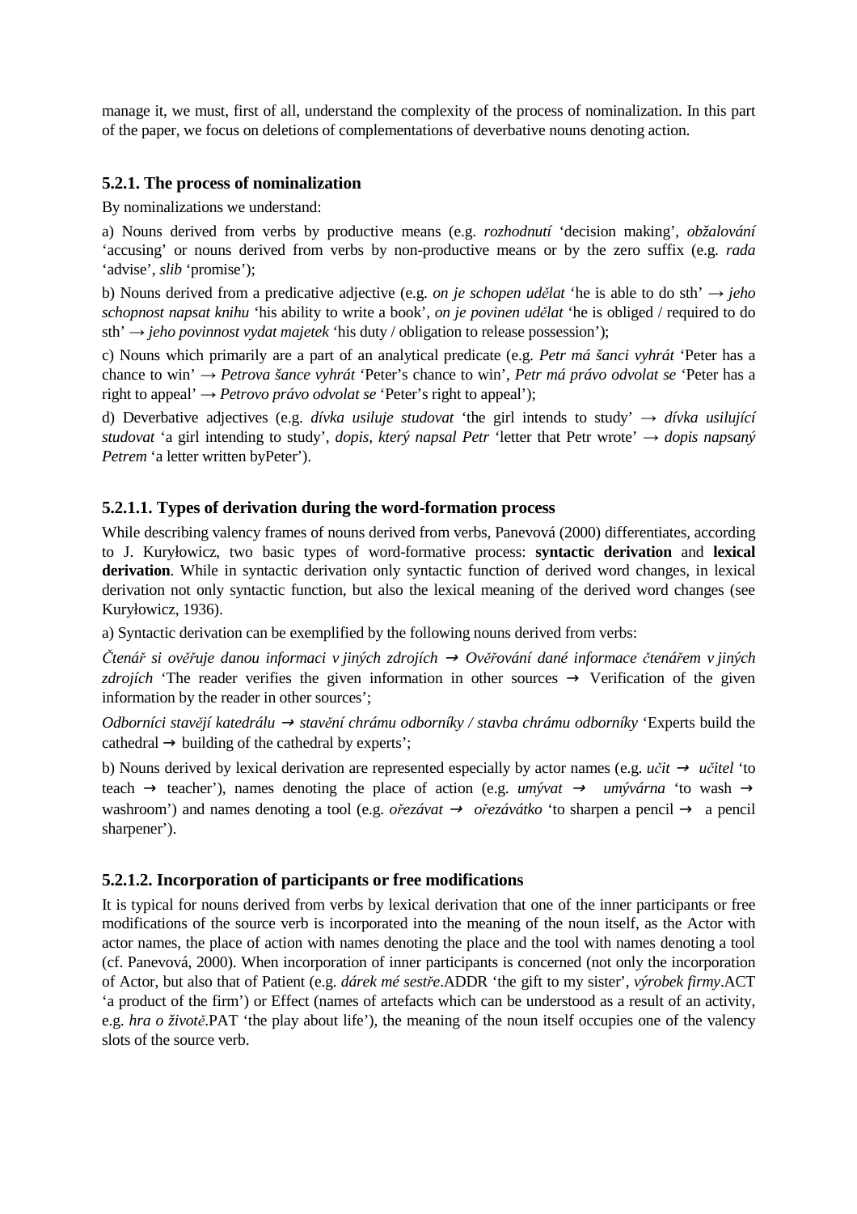manage it, we must, first of all, understand the complexity of the process of nominalization. In this part of the paper, we focus on deletions of complementations of deverbative nouns denoting action.

### 5.2.1. The process of nominalization

By nominalizations we understand:

a) Nouns derived from verbs by productive means (e.g. *rozhodnutí* 'decision making', *obžalování* 'accusing' or nouns derived from verbs by non-productive means or by the zero suffix (e.g. *rada* 'advise', *slib* 'promise');

b) Nouns derived from a predicative adjective (e.g. *on je schopen udělat* 'he is able to do sth' → *jeho schopnost napsat knihu* 'his ability to write a book', *on je povinen udělat* 'he is obliged / required to do sth' → *jeho povinnost vydat majetek* 'his duty / obligation to release possession');

c) Nouns which primarily are a part of an analytical predicate (e.g. *Petr má šanci vyhrát* 'Peter has a chance to win' → *Petrova šance vyhrát* 'Peter's chance to win', *Petr má právo odvolat se* 'Peter has a right to appeal' → *Petrovo právo odvolat se* 'Peter's right to appeal');

d) Deverbative adjectives (e.g. *dívka usiluje studovat* 'the girl intends to study' → *dívka usilující studovat* 'a girl intending to study', *dopis, který napsal Petr* 'letter that Petr wrote' → *dopis napsaný Petrem* 'a letter written byPeter').

#### 5.2.1.1. Types of derivation during the word-formation process

While describing valency frames of nouns derived from verbs, Panevová (2000) differentiates, according to J. Kuryłowicz, two basic types of word-formative process: **syntactic derivation** and **lexical derivation**. While in syntactic derivation only syntactic function of derived word changes, in lexical derivation not only syntactic function, but also the lexical meaning of the derived word changes (see Kuryłowicz, 1936).

a) Syntactic derivation can be exemplified by the following nouns derived from verbs:

*Čtenář si ověřuje danou informaci v jiných zdrojích* → *Ověřování dané informace čtenářem v jiných zdrojích* 'The reader verifies the given information in other sources → Verification of the given information by the reader in other sources';

*Odborníci stavějí katedrálu* → *stavění chrámu odborníky / stavba chrámu odborníky* 'Experts build the cathedral → building of the cathedral by experts';

b) Nouns derived by lexical derivation are represented especially by actor names (e.g. *učit* → *učitel* 'to teach → teacher'), names denoting the place of action (e.g. *umývat* → *umývárna* 'to wash → washroom') and names denoting a tool (e.g. *ořezávat* → *ořezávátko* 'to sharpen a pencil → a pencil sharpener').

#### 5.2.1.2. Incorporation of participants or free modifications

It is typical for nouns derived from verbs by lexical derivation that one of the inner participants or free modifications of the source verb is incorporated into the meaning of the noun itself, as the Actor with actor names, the place of action with names denoting the place and the tool with names denoting a tool (cf. Panevová, 2000). When incorporation of inner participants is concerned (not only the incorporation of Actor, but also that of Patient (e.g. *dárek mé sestře*.ADDR 'the gift to my sister', *výrobek firmy*.ACT 'a product of the firm') or Effect (names of artefacts which can be understood as a result of an activity, e.g. *hra o životě*.PAT 'the play about life'), the meaning of the noun itself occupies one of the valency slots of the source verb.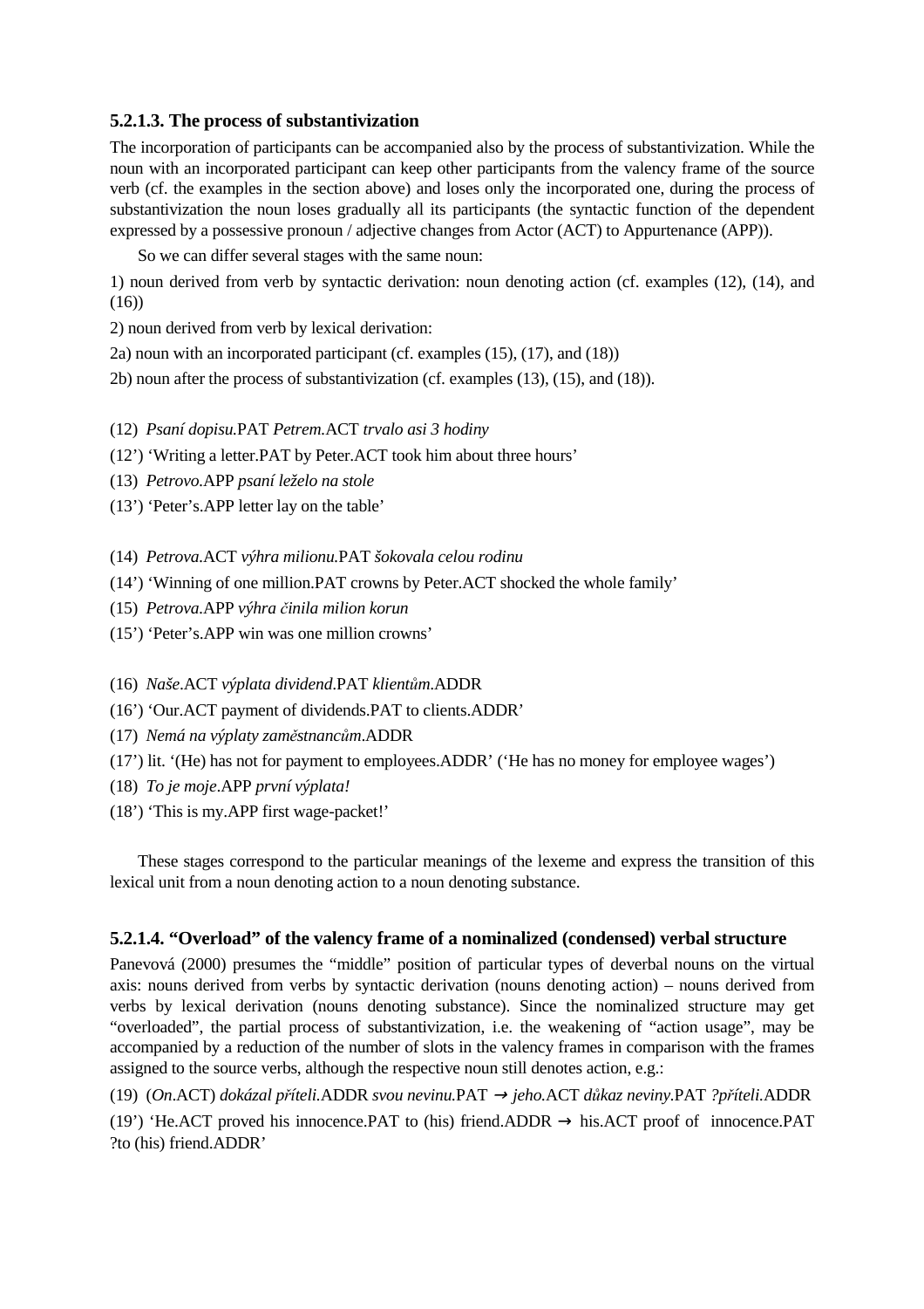### 5.2.1.3. The process of substantivization

The incorporation of participants can be accompanied also by the process of substantivization. While the noun with an incorporated participant can keep other participants from the valency frame of the source verb (cf. the examples in the section above) and loses only the incorporated one, during the process of substantivization the noun loses gradually all its participants (the syntactic function of the dependent expressed by a possessive pronoun / adjective changes from Actor (ACT) to Appurtenance (APP)).

So we can differ several stages with the same noun:

1) noun derived from verb by syntactic derivation: noun denoting action (cf. examples (12), (14), and (16))

2) noun derived from verb by lexical derivation:

2a) noun with an incorporated participant (cf. examples (15), (17), and (18))

2b) noun after the process of substantivization (cf. examples (13), (15), and (18)).

(12) *Psaní dopisu.*PAT *Petrem.*ACT *trvalo asi 3 hodiny*

(12’) ‘Writing a letter.PAT by Peter.ACT took him about three hours’

(13) *Petrovo.*APP *psaní leželo na stole*

(13’) ‘Peter’s.APP letter lay on the table’

(14) *Petrova.*ACT *výhra milionu.*PAT *šokovala celou rodinu*

(14’) ‘Winning of one million.PAT crowns by Peter.ACT shocked the whole family’

(15) *Petrova.*APP *výhra činila milion korun*

(15’) ‘Peter’s.APP win was one million crowns’

(16) *Naše*.ACT *výplata dividend*.PAT *klientům*.ADDR

(16’) ‘Our.ACT payment of dividends.PAT to clients.ADDR’

(17) *Nemá na výplaty zaměstnancům*.ADDR

(17’) lit. ‘(He) has not for payment to employees.ADDR’ (‘He has no money for employee wages’)

(18) *To je moje*.APP *první výplata!*

(18’) ‘This is my.APP first wage-packet!’

These stages correspond to the particular meanings of the lexeme and express the transition of this lexical unit from a noun denoting action to a noun denoting substance.

### 5.2.1.4. “Overload” of the valency frame of a nominalized (condensed) verbal structure

Panevová (2000) presumes the “middle” position of particular types of deverbal nouns on the virtual axis: nouns derived from verbs by syntactic derivation (nouns denoting action) – nouns derived from verbs by lexical derivation (nouns denoting substance). Since the nominalized structure may get “overloaded”, the partial process of substantivization, i.e. the weakening of “action usage”, may be accompanied by a reduction of the number of slots in the valency frames in comparison with the frames assigned to the source verbs, although the respective noun still denotes action, e.g.:

(19) (*On*.ACT) *dokázal příteli.*ADDR *svou nevinu.*PAT → *jeho.*ACT *důkaz neviny*.PAT *?příteli.*ADDR

(19’) ‘He.ACT proved his innocence.PAT to (his) friend.ADDR → his.ACT proof of innocence.PAT ?to (his) friend.ADDR’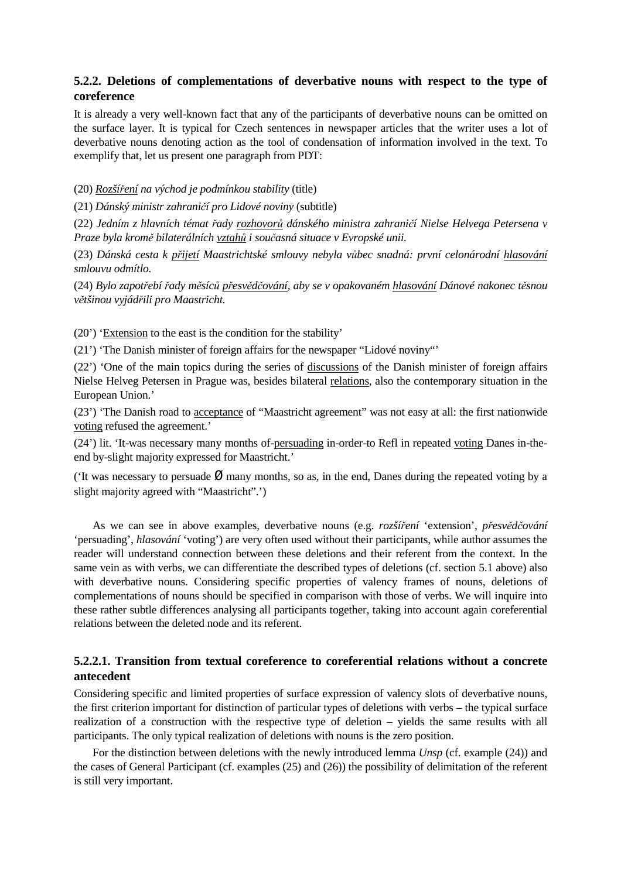### 5.2.2. Deletions of complementations of deverbative nouns with respect to the type of coreference

It is already a very well-known fact that any of the participants of deverbative nouns can be omitted on the surface layer. It is typical for Czech sentences in newspaper articles that the writer uses a lot of deverbative nouns denoting action as the tool of condensation of information involved in the text. To exemplify that, let us present one paragraph from PDT:

(20) *Rozšíření na východ je podmínkou stability* (title)

(21) *Dánský ministr zahraničí pro Lidové noviny* (subtitle)

(22) *Jedním z hlavních témat řady rozhovorů dánského ministra zahraničí Nielse Helvega Petersena v Praze byla kromě bilaterálních vztahů i současná situace v Evropské unii.*

(23) *Dánská cesta k přijetí Maastrichtské smlouvy nebyla vůbec snadná: první celonárodní hlasování smlouvu odmítlo.*

(24) *Bylo zapotřebí řady měsíců přesvědčování, aby se v opakovaném hlasování Dánové nakonec těsnou většinou vyjádřili pro Maastricht.*

(20') 'Extension to the east is the condition for the stability'

(21') 'The Danish minister of foreign affairs for the newspaper "Lidové noviny"'

(22') 'One of the main topics during the series of discussions of the Danish minister of foreign affairs Nielse Helveg Petersen in Prague was, besides bilateral relations, also the contemporary situation in the European Union.'

(23') 'The Danish road to acceptance of "Maastricht agreement" was not easy at all: the first nationwide voting refused the agreement.'

(24') lit. 'It-was necessary many months of-persuading in-order-to Refl in repeated voting Danes in-the-end by-slight majority expressed for Maastricht.'

('It was necessary to persuade Ø many months, so as, in the end, Danes during the repeated voting by a slight majority agreed with "Maastricht".')

As we can see in above examples, deverbative nouns (e.g. *rozšíření* 'extension', *přesvědčování* 'persuading', *hlasování* 'voting') are very often used without their participants, while author assumes the reader will understand connection between these deletions and their referent from the context. In the same vein as with verbs, we can differentiate the described types of deletions (cf. section 5.1 above) also with deverbative nouns. Considering specific properties of valency frames of nouns, deletions of complementations of nouns should be specified in comparison with those of verbs. We will inquire into these rather subtle differences analysing all participants together, taking into account again coreferential relations between the deleted node and its referent.

#### 5.2.2.1. Transition from textual coreference to coreferential relations without a concrete antecedent

Considering specific and limited properties of surface expression of valency slots of deverbative nouns, the first criterion important for distinction of particular types of deletions with verbs – the typical surface realization of a construction with the respective type of deletion – yields the same results with all participants. The only typical realization of deletions with nouns is the zero position.

For the distinction between deletions with the newly introduced lemma *Unsp* (cf. example (24)) and the cases of General Participant (cf. examples (25) and (26)) the possibility of delimitation of the referent is still very important.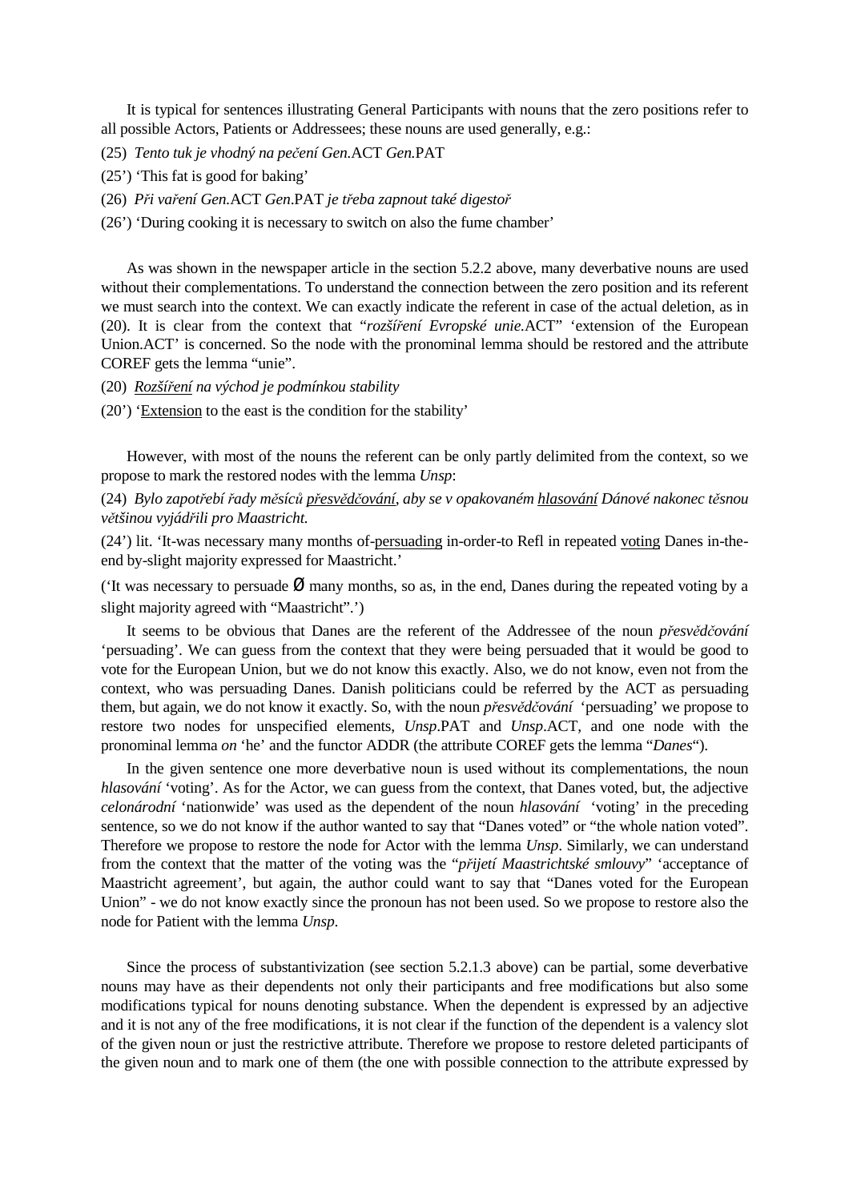It is typical for sentences illustrating General Participants with nouns that the zero positions refer to all possible Actors, Patients or Addressees; these nouns are used generally, e.g.:

(25) *Tento tuk je vhodný na pečení Gen.*ACT *Gen.*PAT

(25') 'This fat is good for baking'

(26) *Při vaření Gen.*ACT *Gen*.PAT *je třeba zapnout také digestoř*

(26') 'During cooking it is necessary to switch on also the fume chamber'

As was shown in the newspaper article in the section 5.2.2 above, many deverbative nouns are used without their complementations. To understand the connection between the zero position and its referent we must search into the context. We can exactly indicate the referent in case of the actual deletion, as in (20). It is clear from the context that "*rozšíření Evropské unie.*ACT" 'extension of the European Union.ACT' is concerned. So the node with the pronominal lemma should be restored and the attribute COREF gets the lemma "unie".

(20) *<u>Rozšíření</u> na východ je podmínkou stability*

(20') '<u>Extension</u> to the east is the condition for the stability'

However, with most of the nouns the referent can be only partly delimited from the context, so we propose to mark the restored nodes with the lemma *Unsp*:

(24) *Bylo zapotřebí řady měsíců <u>přesvědčování</u>, aby se v opakovaném <u>hlasování</u> Dánové nakonec těsnou většinou vyjádřili pro Maastricht.*

(24') lit. 'It-was necessary many months of-<u>persuading</u> in-order-to Refl in repeated <u>voting</u> Danes in-the-end by-slight majority expressed for Maastricht.'

('It was necessary to persuade Ø many months, so as, in the end, Danes during the repeated voting by a slight majority agreed with "Maastricht".')

It seems to be obvious that Danes are the referent of the Addressee of the noun *přesvědčování* 'persuading'. We can guess from the context that they were being persuaded that it would be good to vote for the European Union, but we do not know this exactly. Also, we do not know, even not from the context, who was persuading Danes. Danish politicians could be referred by the ACT as persuading them, but again, we do not know it exactly. So, with the noun *přesvědčování* 'persuading' we propose to restore two nodes for unspecified elements, *Unsp*.PAT and *Unsp*.ACT, and one node with the pronominal lemma *on* 'he' and the functor ADDR (the attribute COREF gets the lemma "*Danes*").

In the given sentence one more deverbative noun is used without its complementations, the noun *hlasování* 'voting'. As for the Actor, we can guess from the context, that Danes voted, but, the adjective *celonárodní* 'nationwide' was used as the dependent of the noun *hlasování* 'voting' in the preceding sentence, so we do not know if the author wanted to say that "Danes voted" or "the whole nation voted". Therefore we propose to restore the node for Actor with the lemma *Unsp*. Similarly, we can understand from the context that the matter of the voting was the "*přijetí Maastrichtské smlouvy*" 'acceptance of Maastricht agreement', but again, the author could want to say that "Danes voted for the European Union" - we do not know exactly since the pronoun has not been used. So we propose to restore also the node for Patient with the lemma *Unsp*.

Since the process of substantivization (see section 5.2.1.3 above) can be partial, some deverbative nouns may have as their dependents not only their participants and free modifications but also some modifications typical for nouns denoting substance. When the dependent is expressed by an adjective and it is not any of the free modifications, it is not clear if the function of the dependent is a valency slot of the given noun or just the restrictive attribute. Therefore we propose to restore deleted participants of the given noun and to mark one of them (the one with possible connection to the attribute expressed by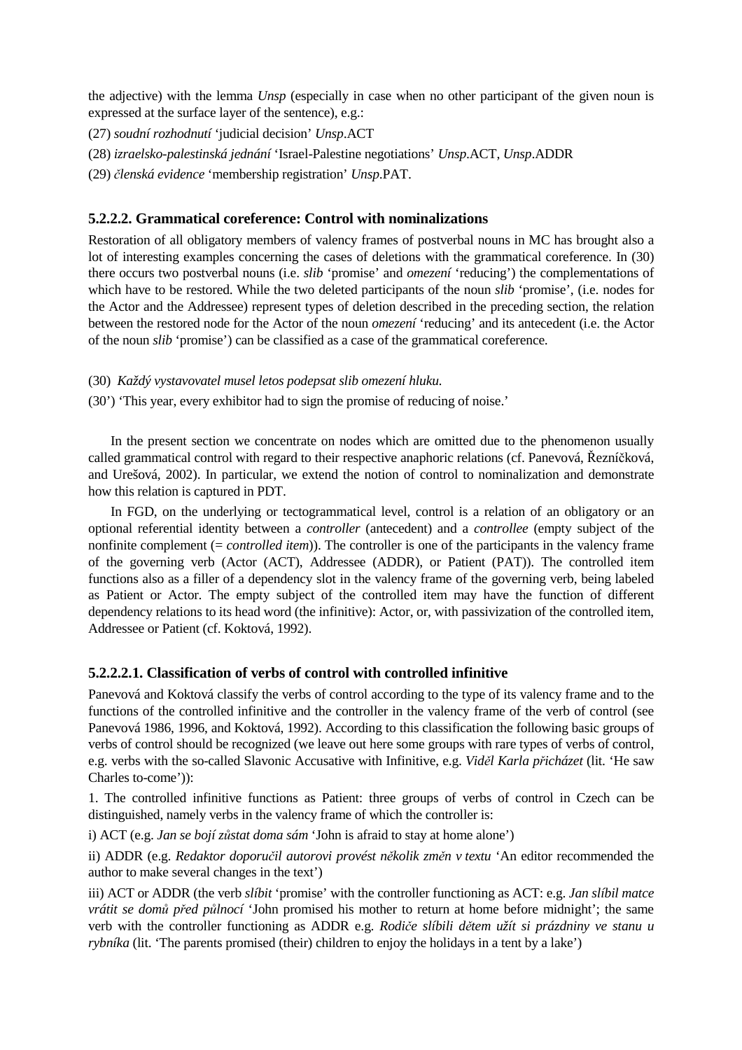the adjective) with the lemma *Unsp* (especially in case when no other participant of the given noun is expressed at the surface layer of the sentence), e.g.:

(27) *soudní rozhodnutí* 'judicial decision' *Unsp*.ACT

(28) *izraelsko-palestinská jednání* 'Israel-Palestine negotiations' *Unsp*.ACT, *Unsp*.ADDR

(29) *členská evidence* 'membership registration' *Unsp*.PAT.

### 5.2.2.2. Grammatical coreference: Control with nominalizations

Restoration of all obligatory members of valency frames of postverbal nouns in MC has brought also a lot of interesting examples concerning the cases of deletions with the grammatical coreference. In (30) there occurs two postverbal nouns (i.e. *slib* 'promise' and *omezení* 'reducing') the complementations of which have to be restored. While the two deleted participants of the noun *slib* 'promise', (i.e. nodes for the Actor and the Addressee) represent types of deletion described in the preceding section, the relation between the restored node for the Actor of the noun *omezení* 'reducing' and its antecedent (i.e. the Actor of the noun *slib* 'promise') can be classified as a case of the grammatical coreference.

(30) *Každý vystavovatel musel letos podepsat slib omezení hluku.*

(30') 'This year, every exhibitor had to sign the promise of reducing of noise.'

In the present section we concentrate on nodes which are omitted due to the phenomenon usually called grammatical control with regard to their respective anaphoric relations (cf. Panevová, Řezníčková, and Urešová, 2002). In particular, we extend the notion of control to nominalization and demonstrate how this relation is captured in PDT.

In FGD, on the underlying or tectogrammatical level, control is a relation of an obligatory or an optional referential identity between a *controller* (antecedent) and a *controllee* (empty subject of the nonfinite complement (= *controlled item*)). The controller is one of the participants in the valency frame of the governing verb (Actor (ACT), Addressee (ADDR), or Patient (PAT)). The controlled item functions also as a filler of a dependency slot in the valency frame of the governing verb, being labeled as Patient or Actor. The empty subject of the controlled item may have the function of different dependency relations to its head word (the infinitive): Actor, or, with passivization of the controlled item, Addressee or Patient (cf. Koktová, 1992).

#### 5.2.2.2.1. Classification of verbs of control with controlled infinitive

Panevová and Koktová classify the verbs of control according to the type of its valency frame and to the functions of the controlled infinitive and the controller in the valency frame of the verb of control (see Panevová 1986, 1996, and Koktová, 1992). According to this classification the following basic groups of verbs of control should be recognized (we leave out here some groups with rare types of verbs of control, e.g. verbs with the so-called Slavonic Accusative with Infinitive, e.g. *Viděl Karla přicházet* (lit. 'He saw Charles to-come')):

1. The controlled infinitive functions as Patient: three groups of verbs of control in Czech can be distinguished, namely verbs in the valency frame of which the controller is:

i) ACT (e.g. *Jan se bojí zůstat doma sám* 'John is afraid to stay at home alone')

ii) ADDR (e.g. *Redaktor doporučil autorovi provést několik změn v textu* 'An editor recommended the author to make several changes in the text')

iii) ACT or ADDR (the verb *slíbit* 'promise' with the controller functioning as ACT: e.g. *Jan slíbil matce vrátit se domů před půlnocí* 'John promised his mother to return at home before midnight'; the same verb with the controller functioning as ADDR e.g. *Rodiče slíbili dětem užít si prázdniny ve stanu u rybníka* (lit. 'The parents promised (their) children to enjoy the holidays in a tent by a lake')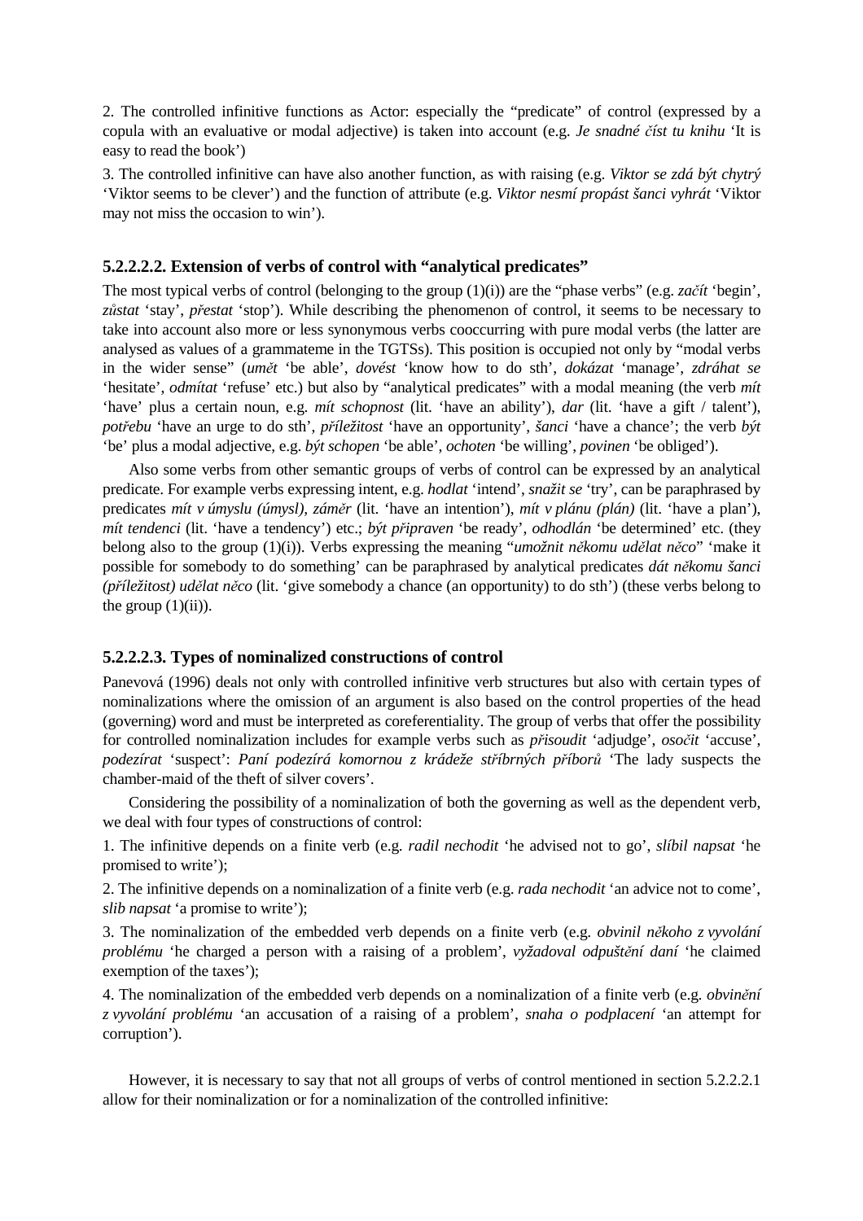2. The controlled infinitive functions as Actor: especially the "predicate" of control (expressed by a copula with an evaluative or modal adjective) is taken into account (e.g. *Je snadné číst tu knihu* 'It is easy to read the book')

3. The controlled infinitive can have also another function, as with raising (e.g. *Viktor se zdá být chytrý* 'Viktor seems to be clever') and the function of attribute (e.g. *Viktor nesmí propást šanci vyhrát* 'Viktor may not miss the occasion to win').

### 5.2.2.2.2. Extension of verbs of control with "analytical predicates"

The most typical verbs of control (belonging to the group (1)(i)) are the "phase verbs" (e.g. *začít* 'begin', *zůstat* 'stay', *přestat* 'stop'). While describing the phenomenon of control, it seems to be necessary to take into account also more or less synonymous verbs cooccurring with pure modal verbs (the latter are analysed as values of a grammateme in the TGTSs). This position is occupied not only by "modal verbs in the wider sense" (*umět* 'be able', *dovést* 'know how to do sth', *dokázat* 'manage', *zdráhat se* 'hesitate', *odmítat* 'refuse' etc.) but also by "analytical predicates" with a modal meaning (the verb *mít* 'have' plus a certain noun, e.g. *mít schopnost* (lit. 'have an ability'), *dar* (lit. 'have a gift / talent'), *potřebu* 'have an urge to do sth', *příležitost* 'have an opportunity', *šanci* 'have a chance'; the verb *být* 'be' plus a modal adjective, e.g. *být schopen* 'be able', *ochoten* 'be willing', *povinen* 'be obliged').

Also some verbs from other semantic groups of verbs of control can be expressed by an analytical predicate. For example verbs expressing intent, e.g. *hodlat* 'intend', *snažit se* 'try', can be paraphrased by predicates *mít v úmyslu (úmysl), záměr* (lit. 'have an intention'), *mít v plánu (plán)* (lit. 'have a plan'), *mít tendenci* (lit. 'have a tendency') etc.; *být připraven* 'be ready', *odhodlán* 'be determined' etc. (they belong also to the group (1)(i)). Verbs expressing the meaning "*umožnit někomu udělat něco*" 'make it possible for somebody to do something' can be paraphrased by analytical predicates *dát někomu šanci (příležitost) udělat něco* (lit. 'give somebody a chance (an opportunity) to do sth') (these verbs belong to the group (1)(ii)).

### 5.2.2.2.3. Types of nominalized constructions of control

Panevová (1996) deals not only with controlled infinitive verb structures but also with certain types of nominalizations where the omission of an argument is also based on the control properties of the head (governing) word and must be interpreted as coreferentiality. The group of verbs that offer the possibility for controlled nominalization includes for example verbs such as *přisoudit* 'adjudge', *osočit* 'accuse', *podezírat* 'suspect': *Paní podezírá komornou z krádeže stříbrných příborů* 'The lady suspects the chamber-maid of the theft of silver covers'.

Considering the possibility of a nominalization of both the governing as well as the dependent verb, we deal with four types of constructions of control:

1. The infinitive depends on a finite verb (e.g. *radil nechodit* 'he advised not to go', *slíbil napsat* 'he promised to write');

2. The infinitive depends on a nominalization of a finite verb (e.g. *rada nechodit* 'an advice not to come', *slib napsat* 'a promise to write');

3. The nominalization of the embedded verb depends on a finite verb (e.g. *obvinil někoho z vyvolání problému* 'he charged a person with a raising of a problem', *vyžadoval odpuštění daní* 'he claimed exemption of the taxes');

4. The nominalization of the embedded verb depends on a nominalization of a finite verb (e.g. *obvinění z vyvolání problému* 'an accusation of a raising of a problem', *snaha o podplacení* 'an attempt for corruption').

However, it is necessary to say that not all groups of verbs of control mentioned in section 5.2.2.2.1 allow for their nominalization or for a nominalization of the controlled infinitive: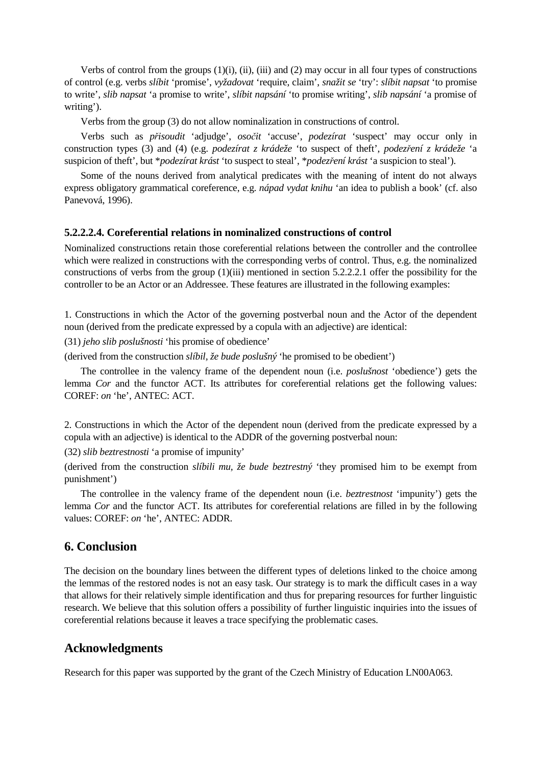Verbs of control from the groups (1)(i), (ii), (iii) and (2) may occur in all four types of constructions of control (e.g. verbs *slíbit* 'promise', *vyžadovat* 'require, claim', *snažit se* 'try': *slíbit napsat* 'to promise to write', *slib napsat* 'a promise to write', *slíbit napsání* 'to promise writing', *slib napsání* 'a promise of writing').

Verbs from the group (3) do not allow nominalization in constructions of control.

Verbs such as *přisoudit* 'adjudge', *osočit* 'accuse', *podezírat* 'suspect' may occur only in construction types (3) and (4) (e.g. *podezírat z krádeže* 'to suspect of theft', *podezření z krádeže* 'a suspicion of theft', but **podezírat krást* 'to suspect to steal', **podezření krást* 'a suspicion to steal').

Some of the nouns derived from analytical predicates with the meaning of intent do not always express obligatory grammatical coreference, e.g. *nápad vydat knihu* 'an idea to publish a book' (cf. also Panevová, 1996).

#### 5.2.2.2.4. Coreferential relations in nominalized constructions of control

Nominalized constructions retain those coreferential relations between the controller and the controllee which were realized in constructions with the corresponding verbs of control. Thus, e.g. the nominalized constructions of verbs from the group (1)(iii) mentioned in section 5.2.2.2.1 offer the possibility for the controller to be an Actor or an Addressee. These features are illustrated in the following examples:

1. Constructions in which the Actor of the governing postverbal noun and the Actor of the dependent noun (derived from the predicate expressed by a copula with an adjective) are identical:

(31) *jeho slib poslušnosti* 'his promise of obedience'

(derived from the construction *slíbil, že bude poslušný* 'he promised to be obedient')

The controllee in the valency frame of the dependent noun (i.e. *poslušnost* 'obedience') gets the lemma *Cor* and the functor ACT. Its attributes for coreferential relations get the following values: COREF: *on* 'he', ANTEC: ACT.

2. Constructions in which the Actor of the dependent noun (derived from the predicate expressed by a copula with an adjective) is identical to the ADDR of the governing postverbal noun:

(32) *slib beztrestnosti* 'a promise of impunity'

(derived from the construction *slíbili mu, že bude beztrestný* 'they promised him to be exempt from punishment')

The controllee in the valency frame of the dependent noun (i.e. *beztrestnost* 'impunity') gets the lemma *Cor* and the functor ACT. Its attributes for coreferential relations are filled in by the following values: COREF: *on* 'he', ANTEC: ADDR.

## 6. Conclusion

The decision on the boundary lines between the different types of deletions linked to the choice among the lemmas of the restored nodes is not an easy task. Our strategy is to mark the difficult cases in a way that allows for their relatively simple identification and thus for preparing resources for further linguistic research. We believe that this solution offers a possibility of further linguistic inquiries into the issues of coreferential relations because it leaves a trace specifying the problematic cases.

## Acknowledgments

Research for this paper was supported by the grant of the Czech Ministry of Education LN00A063.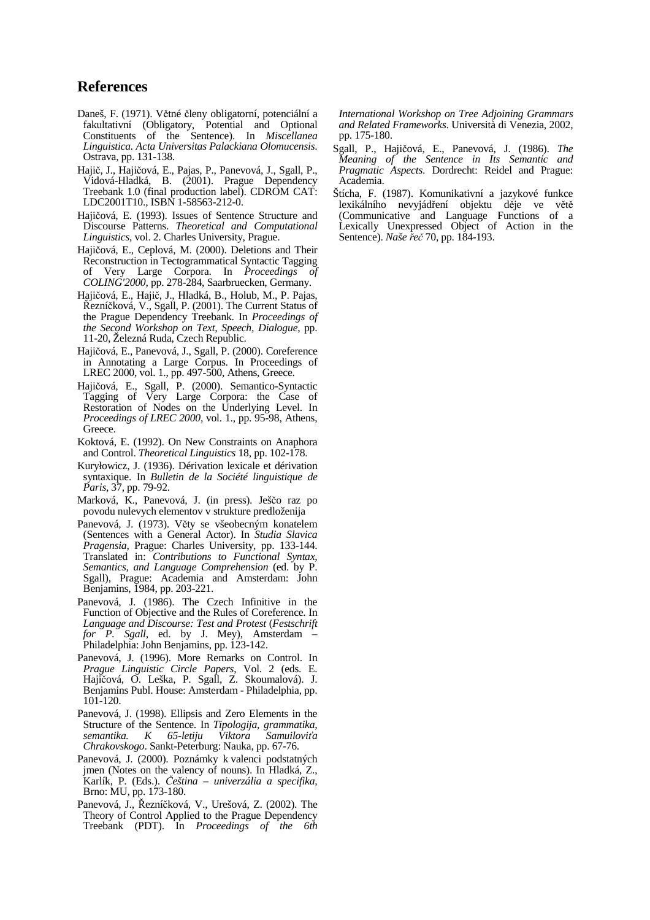# References

Daneš, F. (1971). Větné členy obligatorní, potenciální a fakultativní (Obligatory, Potential and Optional Constituents of the Sentence). In *Miscellanea Linguistica. Acta Universitas Palackiana Olomucensis*. Ostrava, pp. 131-138.

Hajič, J., Hajičová, E., Pajas, P., Panevová, J., Sgall, P., Vidová-Hladká, B. (2001). Prague Dependency Treebank 1.0 (final production label). CDROM CAT: LDC2001T10., ISBN 1-58563-212-0.

Hajičová, E. (1993). Issues of Sentence Structure and Discourse Patterns. *Theoretical and Computational Linguistics*, vol. 2. Charles University, Prague.

Hajičová, E., Ceplová, M. (2000). Deletions and Their Reconstruction in Tectogrammatical Syntactic Tagging of Very Large Corpora. In *Proceedings of COLING'2000*, pp. 278-284, Saarbruecken, Germany.

Hajičová, E., Hajič, J., Hladká, B., Holub, M., P. Pajas, Řezníčková, V., Sgall, P. (2001). The Current Status of the Prague Dependency Treebank. In *Proceedings of the Second Workshop on Text, Speech, Dialogue*, pp. 11-20, Železná Ruda, Czech Republic.

Hajičová, E., Panevová, J., Sgall, P. (2000). Coreference in Annotating a Large Corpus. In Proceedings of LREC 2000, vol. 1., pp. 497-500, Athens, Greece.

Hajičová, E., Sgall, P. (2000). Semantico-Syntactic Tagging of Very Large Corpora: the Case of Restoration of Nodes on the Underlying Level. In *Proceedings of LREC 2000*, vol. 1., pp. 95-98, Athens, Greece.

Koktová, E. (1992). On New Constraints on Anaphora and Control. *Theoretical Linguistics* 18, pp. 102-178.

Kuryłowicz, J. (1936). Dérivation lexicale et dérivation syntaxique. In *Bulletin de la Société linguistique de Paris*, 37, pp. 79-92.

Marková, K., Panevová, J. (in press). Ješčo raz po povodu nulevych elementov v strukture predloženija

Panevová, J. (1973). Věty se všeobecným konatelem (Sentences with a General Actor). In *Studia Slavica Pragensia*, Prague: Charles University, pp. 133-144. Translated in: *Contributions to Functional Syntax, Semantics, and Language Comprehension* (ed. by P. Sgall), Prague: Academia and Amsterdam: John Benjamins, 1984, pp. 203-221.

Panevová, J. (1986). The Czech Infinitive in the Function of Objective and the Rules of Coreference. In *Language and Discourse: Test and Protest* (*Festschrift for P. Sgall*, ed. by J. Mey), Amsterdam – Philadelphia: John Benjamins, pp. 123-142.

Panevová, J. (1996). More Remarks on Control. In *Prague Linguistic Circle Papers*, Vol. 2 (eds. E. Hajičová, O. Leška, P. Sgall, Z. Skoumalová). J. Benjamins Publ. House: Amsterdam - Philadelphia, pp. 101-120.

Panevová, J. (1998). Ellipsis and Zero Elements in the Structure of the Sentence. In *Tipologija, grammatika, semantika. K 65-letiju Viktora Samuiloviťa Chrakovskogo*. Sankt-Peterburg: Nauka, pp. 67-76.

Panevová, J. (2000). Poznámky k valenci podstatných jmen (Notes on the valency of nouns). In Hladká, Z., Karlík, P. (Eds.). *Čeština – univerzália a specifika*, Brno: MU, pp. 173-180.

Panevová, J., Řezníčková, V., Urešová, Z. (2002). The Theory of Control Applied to the Prague Dependency Treebank (PDT). In *Proceedings of the 6th International Workshop on Tree Adjoining Grammars and Related Frameworks*. Università di Venezia, 2002, pp. 175-180.

Sgall, P., Hajičová, E., Panevová, J. (1986). *The Meaning of the Sentence in Its Semantic and Pragmatic Aspects*. Dordrecht: Reidel and Prague: Academia.

Štícha, F. (1987). Komunikativní a jazykové funkce lexikálního nevyjádření objektu děje ve větě (Communicative and Language Functions of a Lexically Unexpressed Object of Action in the Sentence). *Naše řeč* 70, pp. 184-193.